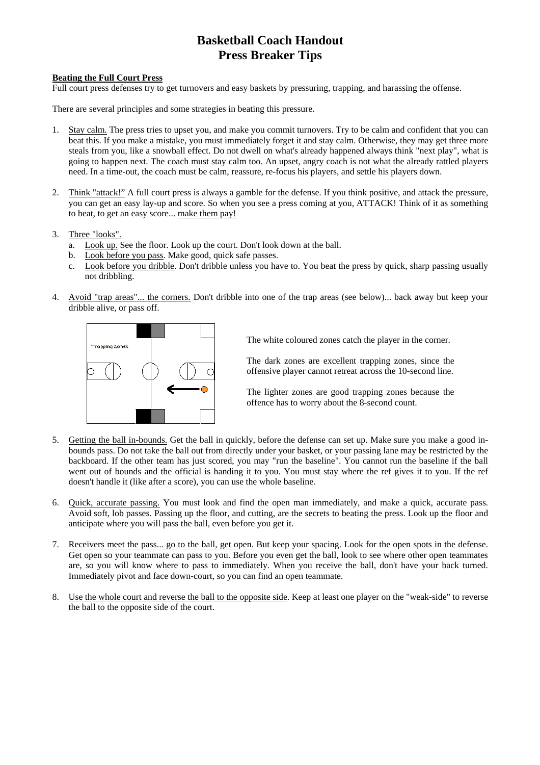# Basketball Coach Handout
# Press Breaker Tips

**Beating the Full Court Press**

Full court press defenses try to get turnovers and easy baskets by pressuring, trapping, and harassing the offense.

There are several principles and some strategies in beating this pressure.

1. Stay calm. The press tries to upset you, and make you commit turnovers. Try to be calm and confident that you can beat this. If you make a mistake, you must immediately forget it and stay calm. Otherwise, they may get three more steals from you, like a snowball effect. Do not dwell on what's already happened always think "next play", what is going to happen next. The coach must stay calm too. An upset, angry coach is not what the already rattled players need. In a time-out, the coach must be calm, reassure, re-focus his players, and settle his players down.

2. Think "attack!" A full court press is always a gamble for the defense. If you think positive, and attack the pressure, you can get an easy lay-up and score. So when you see a press coming at you, ATTACK! Think of it as something to beat, to get an easy score... make them pay!

3. Three "looks".
   a. Look up. See the floor. Look up the court. Don't look down at the ball.
   b. Look before you pass. Make good, quick safe passes.
   c. Look before you dribble. Don't dribble unless you have to. You beat the press by quick, sharp passing usually not dribbling.

4. Avoid "trap areas"... the corners. Don't dribble into one of the trap areas (see below)... back away but keep your dribble alive, or pass off.

   Trapping Zones

   The white coloured zones catch the player in the corner.

   The dark zones are excellent trapping zones, since the offensive player cannot retreat across the 10-second line.

   The lighter zones are good trapping zones because the offence has to worry about the 8-second count.

5. Getting the ball in-bounds. Get the ball in quickly, before the defense can set up. Make sure you make a good in-bounds pass. Do not take the ball out from directly under your basket, or your passing lane may be restricted by the backboard. If the other team has just scored, you may "run the baseline". You cannot run the baseline if the ball went out of bounds and the official is handing it to you. You must stay where the ref gives it to you. If the ref doesn't handle it (like after a score), you can use the whole baseline.

6. Quick, accurate passing. You must look and find the open man immediately, and make a quick, accurate pass. Avoid soft, lob passes. Passing up the floor, and cutting, are the secrets to beating the press. Look up the floor and anticipate where you will pass the ball, even before you get it.

7. Receivers meet the pass... go to the ball, get open. But keep your spacing. Look for the open spots in the defense. Get open so your teammate can pass to you. Before you even get the ball, look to see where other open teammates are, so you will know where to pass to immediately. When you receive the ball, don't have your back turned. Immediately pivot and face down-court, so you can find an open teammate.

8. Use the whole court and reverse the ball to the opposite side. Keep at least one player on the "weak-side" to reverse the ball to the opposite side of the court.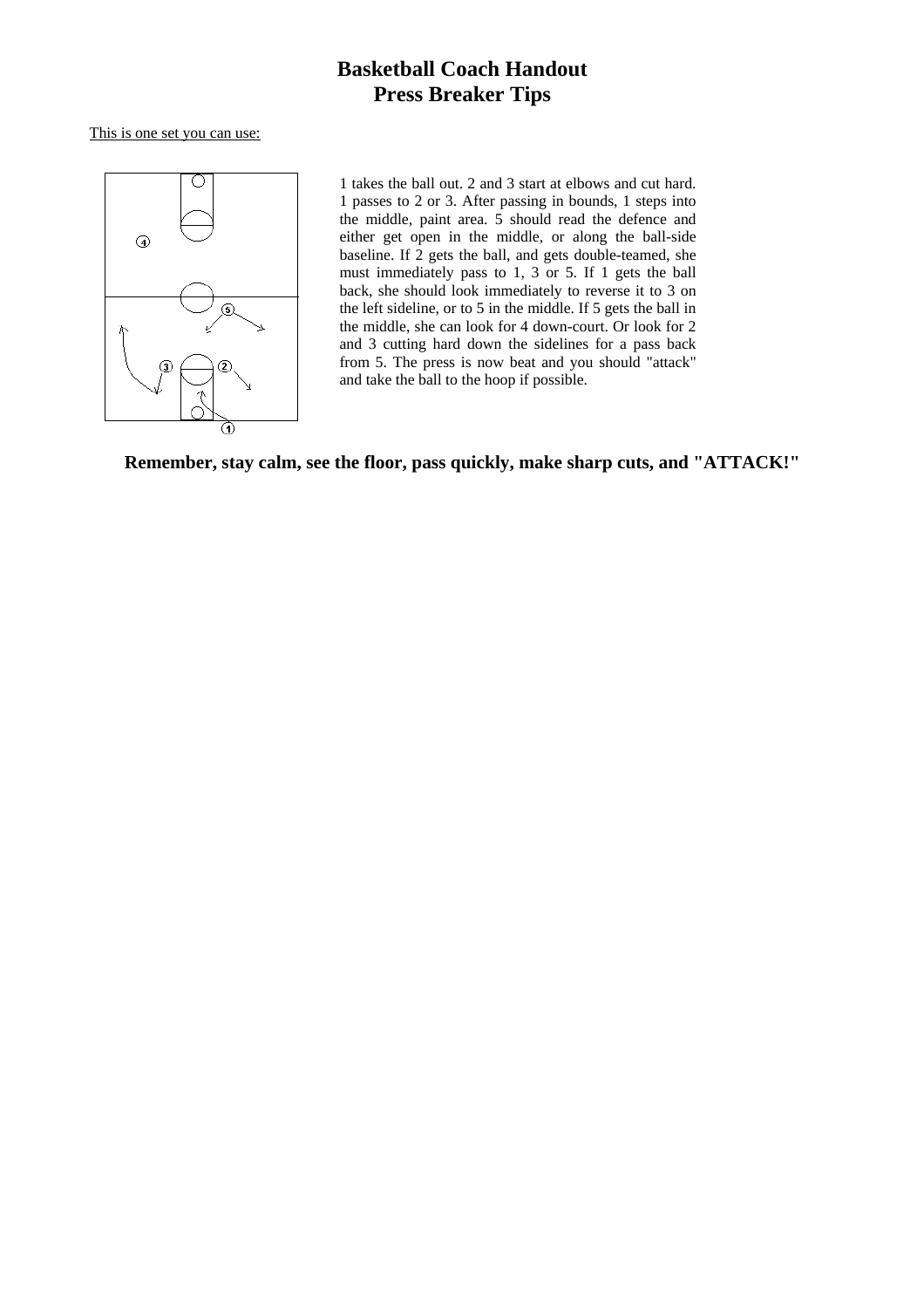# Basketball Coach Handout
## Press Breaker Tips

This is one set you can use:

1 takes the ball out. 2 and 3 start at elbows and cut hard. 1 passes to 2 or 3. After passing in bounds, 1 steps into the middle, paint area. 5 should read the defence and either get open in the middle, or along the ball-side baseline. If 2 gets the ball, and gets double-teamed, she must immediately pass to 1, 3 or 5. If 1 gets the ball back, she should look immediately to reverse it to 3 on the left sideline, or to 5 in the middle. If 5 gets the ball in the middle, she can look for 4 down-court. Or look for 2 and 3 cutting hard down the sidelines for a pass back from 5. The press is now beat and you should "attack" and take the ball to the hoop if possible.

**Remember, stay calm, see the floor, pass quickly, make sharp cuts, and "ATTACK!"**